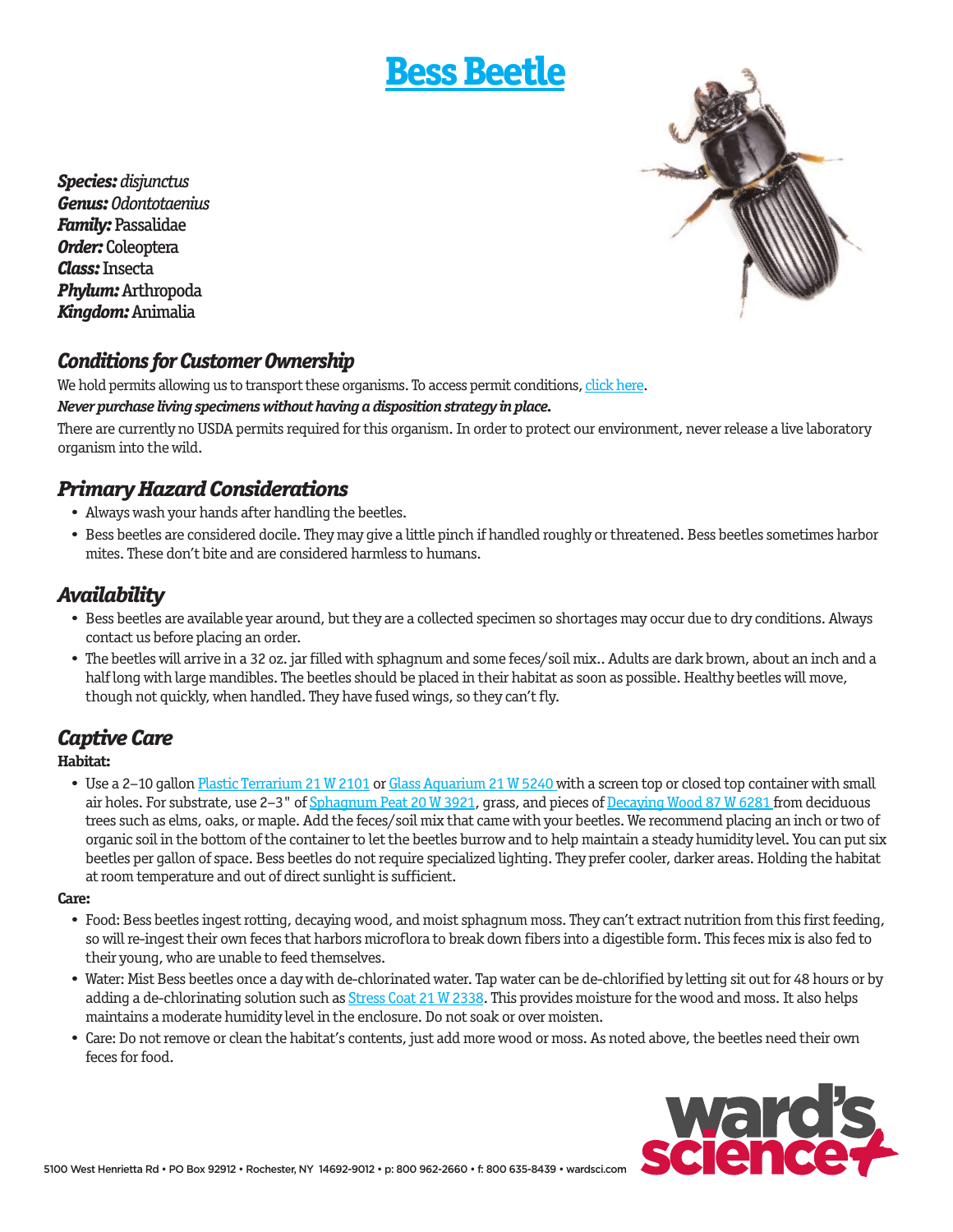# Bess Beetle

***Species:*** *disjunctus*
***Genus:*** *Odontotaenius*
***Family:*** Passalidae
***Order:*** Coleoptera
***Class:*** Insecta
***Phylum:*** Arthropoda
***Kingdom:*** Animalia

## *Conditions for Customer Ownership*

We hold permits allowing us to transport these organisms. To access permit conditions, click here.

***Never purchase living specimens without having a disposition strategy in place.***

There are currently no USDA permits required for this organism. In order to protect our environment, never release a live laboratory organism into the wild.

## *Primary Hazard Considerations*

- Always wash your hands after handling the beetles.
- Bess beetles are considered docile. They may give a little pinch if handled roughly or threatened. Bess beetles sometimes harbor mites. These don't bite and are considered harmless to humans.

## *Availability*

- Bess beetles are available year around, but they are a collected specimen so shortages may occur due to dry conditions. Always contact us before placing an order.
- The beetles will arrive in a 32 oz. jar filled with sphagnum and some feces/soil mix.. Adults are dark brown, about an inch and a half long with large mandibles. The beetles should be placed in their habitat as soon as possible. Healthy beetles will move, though not quickly, when handled. They have fused wings, so they can't fly.

## *Captive Care*

**Habitat:**

- Use a 2–10 gallon Plastic Terrarium 21 W 2101 or Glass Aquarium 21 W 5240 with a screen top or closed top container with small air holes. For substrate, use 2–3" of Sphagnum Peat 20 W 3921, grass, and pieces of Decaying Wood 87 W 6281 from deciduous trees such as elms, oaks, or maple. Add the feces/soil mix that came with your beetles. We recommend placing an inch or two of organic soil in the bottom of the container to let the beetles burrow and to help maintain a steady humidity level. You can put six beetles per gallon of space. Bess beetles do not require specialized lighting. They prefer cooler, darker areas. Holding the habitat at room temperature and out of direct sunlight is sufficient.

**Care:**

- Food: Bess beetles ingest rotting, decaying wood, and moist sphagnum moss. They can't extract nutrition from this first feeding, so will re-ingest their own feces that harbors microflora to break down fibers into a digestible form. This feces mix is also fed to their young, who are unable to feed themselves.
- Water: Mist Bess beetles once a day with de-chlorinated water. Tap water can be de-chlorified by letting sit out for 48 hours or by adding a de-chlorinating solution such as Stress Coat 21 W 2338. This provides moisture for the wood and moss. It also helps maintains a moderate humidity level in the enclosure. Do not soak or over moisten.
- Care: Do not remove or clean the habitat's contents, just add more wood or moss. As noted above, the beetles need their own feces for food.

5100 West Henrietta Rd • PO Box 92912 • Rochester, NY 14692-9012 • p: 800 962-2660 • f: 800 635-8439 • wardsci.com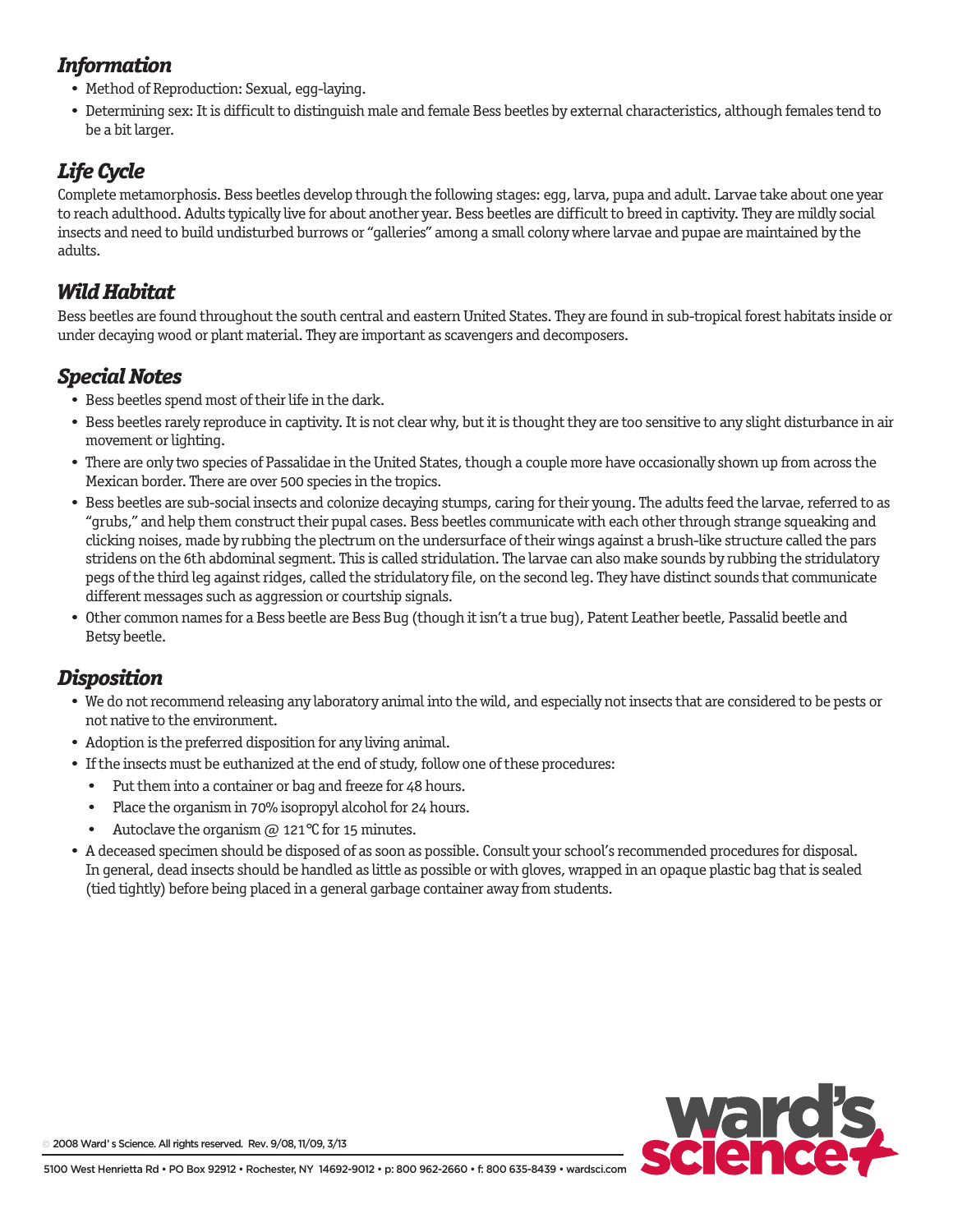## *Information*

- Method of Reproduction: Sexual, egg-laying.
- Determining sex: It is difficult to distinguish male and female Bess beetles by external characteristics, although females tend to be a bit larger.

## *Life Cycle*

Complete metamorphosis. Bess beetles develop through the following stages: egg, larva, pupa and adult. Larvae take about one year to reach adulthood. Adults typically live for about another year. Bess beetles are difficult to breed in captivity. They are mildly social insects and need to build undisturbed burrows or "galleries" among a small colony where larvae and pupae are maintained by the adults.

## *Wild Habitat*

Bess beetles are found throughout the south central and eastern United States. They are found in sub-tropical forest habitats inside or under decaying wood or plant material. They are important as scavengers and decomposers.

## *Special Notes*

- Bess beetles spend most of their life in the dark.
- Bess beetles rarely reproduce in captivity. It is not clear why, but it is thought they are too sensitive to any slight disturbance in air movement or lighting.
- There are only two species of Passalidae in the United States, though a couple more have occasionally shown up from across the Mexican border. There are over 500 species in the tropics.
- Bess beetles are sub-social insects and colonize decaying stumps, caring for their young. The adults feed the larvae, referred to as "grubs," and help them construct their pupal cases. Bess beetles communicate with each other through strange squeaking and clicking noises, made by rubbing the plectrum on the undersurface of their wings against a brush-like structure called the pars stridens on the 6th abdominal segment. This is called stridulation. The larvae can also make sounds by rubbing the stridulatory pegs of the third leg against ridges, called the stridulatory file, on the second leg. They have distinct sounds that communicate different messages such as aggression or courtship signals.
- Other common names for a Bess beetle are Bess Bug (though it isn't a true bug), Patent Leather beetle, Passalid beetle and Betsy beetle.

## *Disposition*

- We do not recommend releasing any laboratory animal into the wild, and especially not insects that are considered to be pests or not native to the environment.
- Adoption is the preferred disposition for any living animal.
- If the insects must be euthanized at the end of study, follow one of these procedures:
  - Put them into a container or bag and freeze for 48 hours.
  - Place the organism in 70% isopropyl alcohol for 24 hours.
  - Autoclave the organism @ 121 °C for 15 minutes.
- A deceased specimen should be disposed of as soon as possible. Consult your school's recommended procedures for disposal. In general, dead insects should be handled as little as possible or with gloves, wrapped in an opaque plastic bag that is sealed (tied tightly) before being placed in a general garbage container away from students.

© 2008 Ward's Science. All rights reserved. Rev. 9/08, 11/09, 3/13

5100 West Henrietta Rd • PO Box 92912 • Rochester, NY 14692-9012 • p: 800 962-2660 • f: 800 635-8439 • wardsci.com